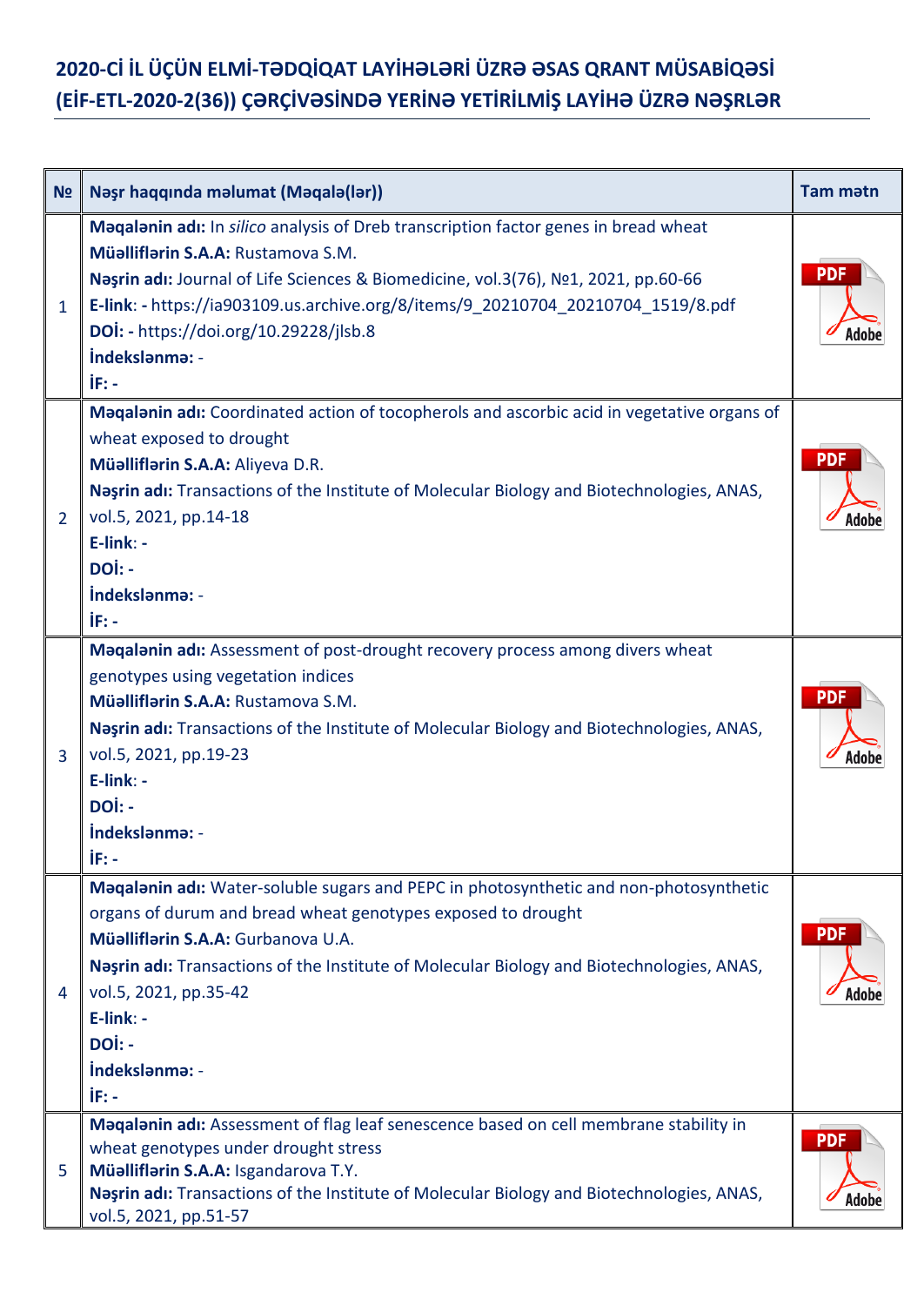# 2020-Cİ İL ÜÇÜN ELMİ-TƏDQİQAT LAYİHƏLƏRİ ÜZRƏ ƏSAS QRANT MÜSABİQƏSİ (EİF-ETL-2020-2(36)) ÇƏRÇİVƏSİNDƏ YERİNƏ YETİRİLMİŞ LAYİHƏ ÜZRƏ NƏŞRLƏR

| № | Nəşr haqqında məlumat (Məqalə(lər)) | Tam mətn |
|---|---|---|
| 1 | **Məqalənin adı:** In *silico* analysis of Dreb transcription factor genes in bread wheat<br>**Müəlliflərin S.A.A:** Rustamova S.M.<br>**Naşrin adı:** Journal of Life Sciences & Biomedicine, vol.3(76), №1, 2021, pp.60-66<br>**E-link**: - https://ia903109.us.archive.org/8/items/9_20210704_20210704_1519/8.pdf<br>**DOİ: -** https://doi.org/10.29228/jlsb.8<br>**İndekslənmə:** -<br>**İF: -** | PDF |
| 2 | **Məqalənin adı:** Coordinated action of tocopherols and ascorbic acid in vegetative organs of wheat exposed to drought<br>**Müəlliflərin S.A.A:** Aliyeva D.R.<br>**Naşrin adı:** Transactions of the Institute of Molecular Biology and Biotechnologies, ANAS, vol.5, 2021, pp.14-18<br>**E-link**: -<br>**DOİ: -**<br>**İndekslənmə:** -<br>**İF: -** | PDF |
| 3 | **Məqalənin adı:** Assessment of post-drought recovery process among divers wheat genotypes using vegetation indices<br>**Müəlliflərin S.A.A:** Rustamova S.M.<br>**Naşrin adı:** Transactions of the Institute of Molecular Biology and Biotechnologies, ANAS, vol.5, 2021, pp.19-23<br>**E-link**: -<br>**DOİ: -**<br>**İndekslənmə:** -<br>**İF: -** | PDF |
| 4 | **Məqalənin adı:** Water-soluble sugars and PEPC in photosynthetic and non-photosynthetic organs of durum and bread wheat genotypes exposed to drought<br>**Müəlliflərin S.A.A:** Gurbanova U.A.<br>**Naşrin adı:** Transactions of the Institute of Molecular Biology and Biotechnologies, ANAS, vol.5, 2021, pp.35-42<br>**E-link**: -<br>**DOİ: -**<br>**İndekslənmə:** -<br>**İF: -** | PDF |
| 5 | **Məqalənin adı:** Assessment of flag leaf senescence based on cell membrane stability in wheat genotypes under drought stress<br>**Müəlliflərin S.A.A:** Isgandarova T.Y.<br>**Naşrin adı:** Transactions of the Institute of Molecular Biology and Biotechnologies, ANAS, vol.5, 2021, pp.51-57 | PDF |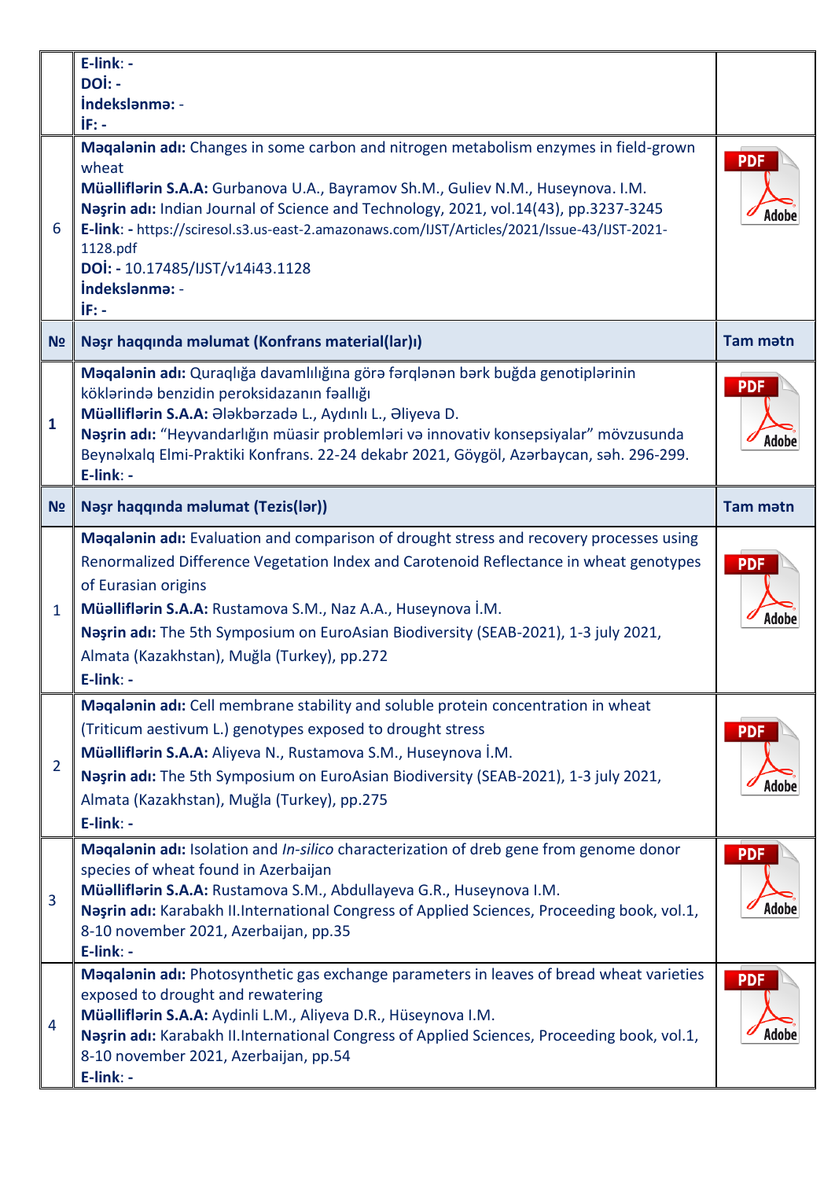| | | |
|---|---|---|
| | **E-link**: -<br>**DOİ**: -<br>**İndekslənmə**: -<br>**İF**: - | |
| 6 | **Məqalənin adı:** Changes in some carbon and nitrogen metabolism enzymes in field-grown wheat<br>**Müəlliflərin S.A.A:** Gurbanova U.A., Bayramov Sh.M., Guliev N.M., Huseynova. I.M.<br>**Nəşrin adı:** Indian Journal of Science and Technology, 2021, vol.14(43), pp.3237-3245<br>**E-link**: - https://sciresol.s3.us-east-2.amazonaws.com/IJST/Articles/2021/Issue-43/IJST-2021-1128.pdf<br>**DOİ**: - 10.17485/IJST/v14i43.1128<br>**İndekslənmə**: -<br>**İF**: - | PDF Adobe |
| **№** | **Nəşr haqqında məlumat (Konfrans material(lar)ı)** | **Tam mətn** |
| 1 | **Məqalənin adı:** Quraqlığa davamlılığına görə fərqlənən bərk buğda genotiplərinin köklərində benzidin peroksidazanın fəallığı<br>**Müəlliflərin S.A.A:** Ələkbərzadə L., Aydınlı L., Əliyeva D.<br>**Nəşrin adı:** "Heyvandarlığın müasir problemləri və innovativ konsepsiyalar" mövzusunda Beynəlxalq Elmi-Praktiki Konfrans. 22-24 dekabr 2021, Göygöl, Azərbaycan, səh. 296-299.<br>**E-link**: - | PDF Adobe |
| **№** | **Nəşr haqqında məlumat (Tezis(lər))** | **Tam mətn** |
| 1 | **Məqalənin adı:** Evaluation and comparison of drought stress and recovery processes using Renormalized Difference Vegetation Index and Carotenoid Reflectance in wheat genotypes of Eurasian origins<br>**Müəlliflərin S.A.A:** Rustamova S.M., Naz A.A., Huseynova İ.M.<br>**Nəşrin adı:** The 5th Symposium on EuroAsian Biodiversity (SEAB-2021), 1-3 july 2021, Almata (Kazakhstan), Muğla (Turkey), pp.272<br>**E-link**: - | PDF Adobe |
| 2 | **Məqalənin adı:** Cell membrane stability and soluble protein concentration in wheat (Triticum aestivum L.) genotypes exposed to drought stress<br>**Müəlliflərin S.A.A:** Aliyeva N., Rustamova S.M., Huseynova İ.M.<br>**Nəşrin adı:** The 5th Symposium on EuroAsian Biodiversity (SEAB-2021), 1-3 july 2021, Almata (Kazakhstan), Muğla (Turkey), pp.275<br>**E-link**: - | PDF Adobe |
| 3 | **Məqalənin adı:** Isolation and *In-silico* characterization of dreb gene from genome donor species of wheat found in Azerbaijan<br>**Müəlliflərin S.A.A:** Rustamova S.M., Abdullayeva G.R., Huseynova I.M.<br>**Nəşrin adı:** Karabakh II.International Congress of Applied Sciences, Proceeding book, vol.1, 8-10 november 2021, Azerbaijan, pp.35<br>**E-link**: - | PDF Adobe |
| 4 | **Məqalənin adı:** Photosynthetic gas exchange parameters in leaves of bread wheat varieties exposed to drought and rewatering<br>**Müəlliflərin S.A.A:** Aydinli L.M., Aliyeva D.R., Hüseynova I.M.<br>**Nəşrin adı:** Karabakh II.International Congress of Applied Sciences, Proceeding book, vol.1, 8-10 november 2021, Azerbaijan, pp.54<br>**E-link**: - | PDF Adobe |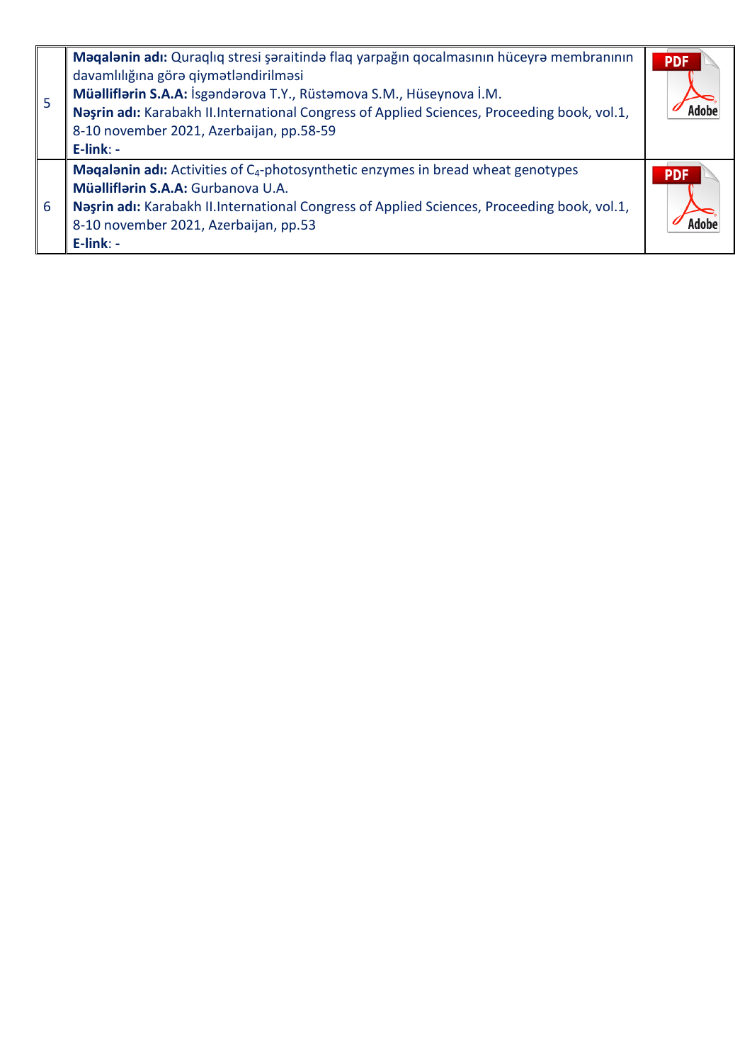| | | |
|---|---|---|
| 5 | **Məqalənin adı:** Quraqlıq stresi şəraitində flaq yarpağın qocalmasının hüceyrə membranının davamlılığına görə qiymətləndirilməsi<br>**Müəlliflərin S.A.A:** İsgəndərova T.Y., Rüstəmova S.M., Hüseynova İ.M.<br>**Nəşrin adı:** Karabakh II.International Congress of Applied Sciences, Proceeding book, vol.1, 8-10 november 2021, Azerbaijan, pp.58-59<br>**E-link**: - | PDF Adobe |
| 6 | **Məqalənin adı:** Activities of $C_4$-photosynthetic enzymes in bread wheat genotypes<br>**Müəlliflərin S.A.A:** Gurbanova U.A.<br>**Nəşrin adı:** Karabakh II.International Congress of Applied Sciences, Proceeding book, vol.1, 8-10 november 2021, Azerbaijan, pp.53<br>**E-link**: - | PDF Adobe |